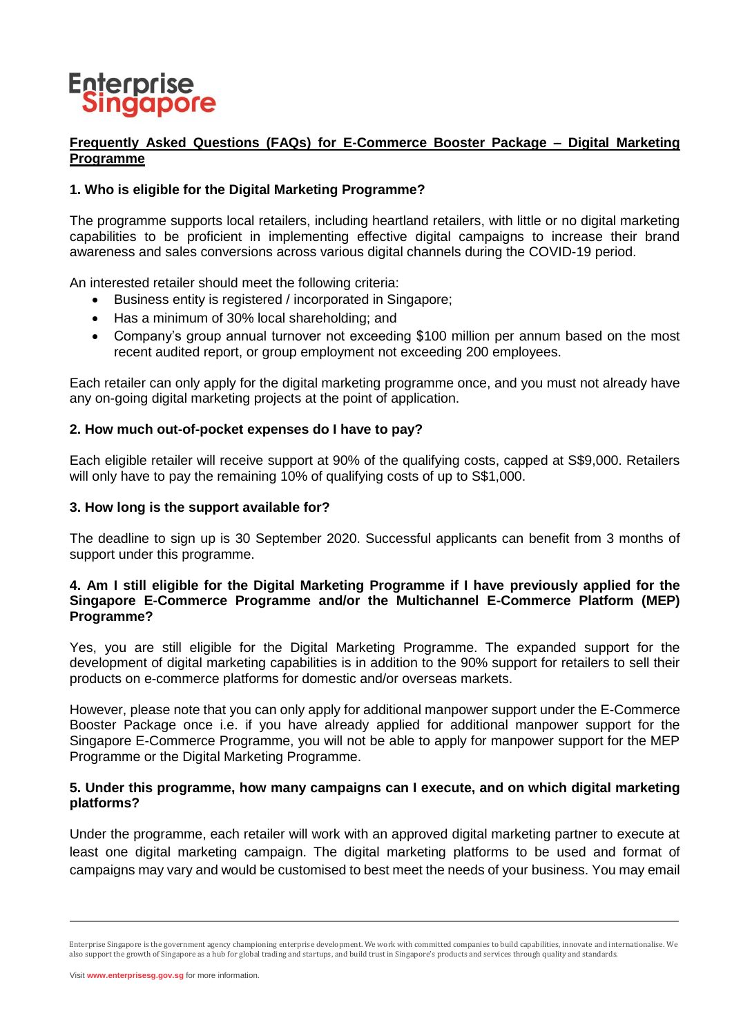Enterprise Singapore

## Frequently Asked Questions (FAQs) for E-Commerce Booster Package – Digital Marketing Programme

### 1. Who is eligible for the Digital Marketing Programme?

The programme supports local retailers, including heartland retailers, with little or no digital marketing capabilities to be proficient in implementing effective digital campaigns to increase their brand awareness and sales conversions across various digital channels during the COVID-19 period.

An interested retailer should meet the following criteria:

- Business entity is registered / incorporated in Singapore;
- Has a minimum of 30% local shareholding; and
- Company's group annual turnover not exceeding $100 million per annum based on the most recent audited report, or group employment not exceeding 200 employees.

Each retailer can only apply for the digital marketing programme once, and you must not already have any on-going digital marketing projects at the point of application.

### 2. How much out-of-pocket expenses do I have to pay?

Each eligible retailer will receive support at 90% of the qualifying costs, capped at S$9,000. Retailers will only have to pay the remaining 10% of qualifying costs of up to S$1,000.

### 3. How long is the support available for?

The deadline to sign up is 30 September 2020. Successful applicants can benefit from 3 months of support under this programme.

### 4. Am I still eligible for the Digital Marketing Programme if I have previously applied for the Singapore E-Commerce Programme and/or the Multichannel E-Commerce Platform (MEP) Programme?

Yes, you are still eligible for the Digital Marketing Programme. The expanded support for the development of digital marketing capabilities is in addition to the 90% support for retailers to sell their products on e-commerce platforms for domestic and/or overseas markets.

However, please note that you can only apply for additional manpower support under the E-Commerce Booster Package once i.e. if you have already applied for additional manpower support for the Singapore E-Commerce Programme, you will not be able to apply for manpower support for the MEP Programme or the Digital Marketing Programme.

### 5. Under this programme, how many campaigns can I execute, and on which digital marketing platforms?

Under the programme, each retailer will work with an approved digital marketing partner to execute at least one digital marketing campaign. The digital marketing platforms to be used and format of campaigns may vary and would be customised to best meet the needs of your business. You may email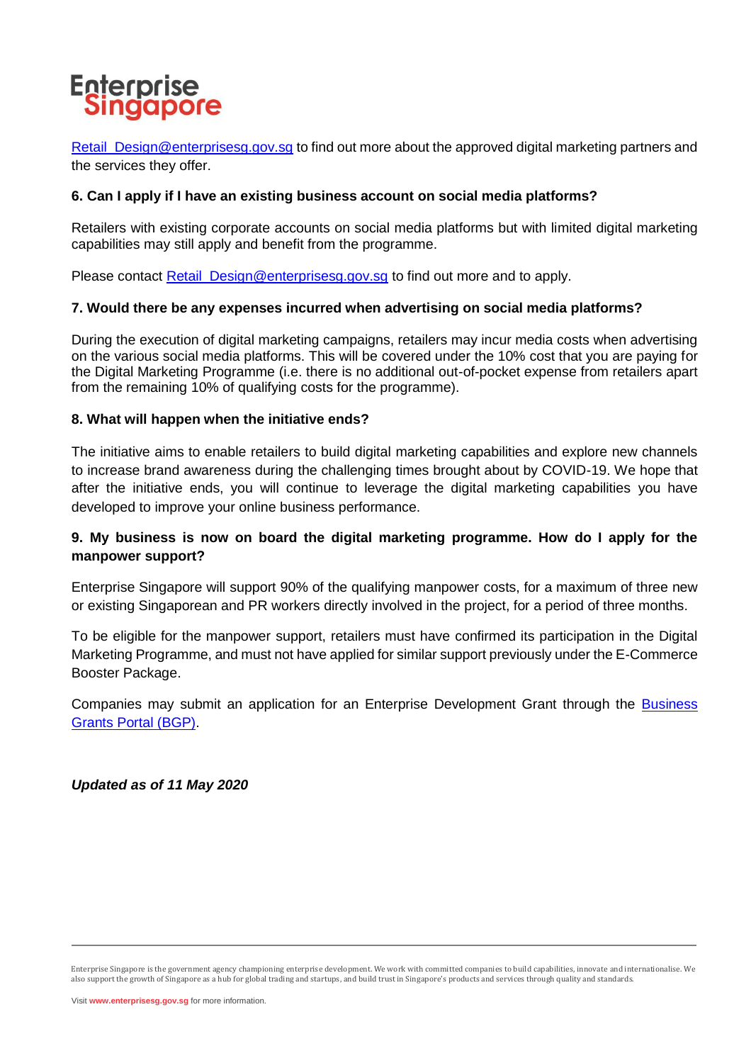Retail_Design@enterprisesg.gov.sg to find out more about the approved digital marketing partners and the services they offer.

**6. Can I apply if I have an existing business account on social media platforms?**

Retailers with existing corporate accounts on social media platforms but with limited digital marketing capabilities may still apply and benefit from the programme.

Please contact Retail_Design@enterprisesg.gov.sg to find out more and to apply.

**7. Would there be any expenses incurred when advertising on social media platforms?**

During the execution of digital marketing campaigns, retailers may incur media costs when advertising on the various social media platforms. This will be covered under the 10% cost that you are paying for the Digital Marketing Programme (i.e. there is no additional out-of-pocket expense from retailers apart from the remaining 10% of qualifying costs for the programme).

**8. What will happen when the initiative ends?**

The initiative aims to enable retailers to build digital marketing capabilities and explore new channels to increase brand awareness during the challenging times brought about by COVID-19. We hope that after the initiative ends, you will continue to leverage the digital marketing capabilities you have developed to improve your online business performance.

**9. My business is now on board the digital marketing programme. How do I apply for the manpower support?**

Enterprise Singapore will support 90% of the qualifying manpower costs, for a maximum of three new or existing Singaporean and PR workers directly involved in the project, for a period of three months.

To be eligible for the manpower support, retailers must have confirmed its participation in the Digital Marketing Programme, and must not have applied for similar support previously under the E-Commerce Booster Package.

Companies may submit an application for an Enterprise Development Grant through the Business Grants Portal (BGP).

***Updated as of 11 May 2020***